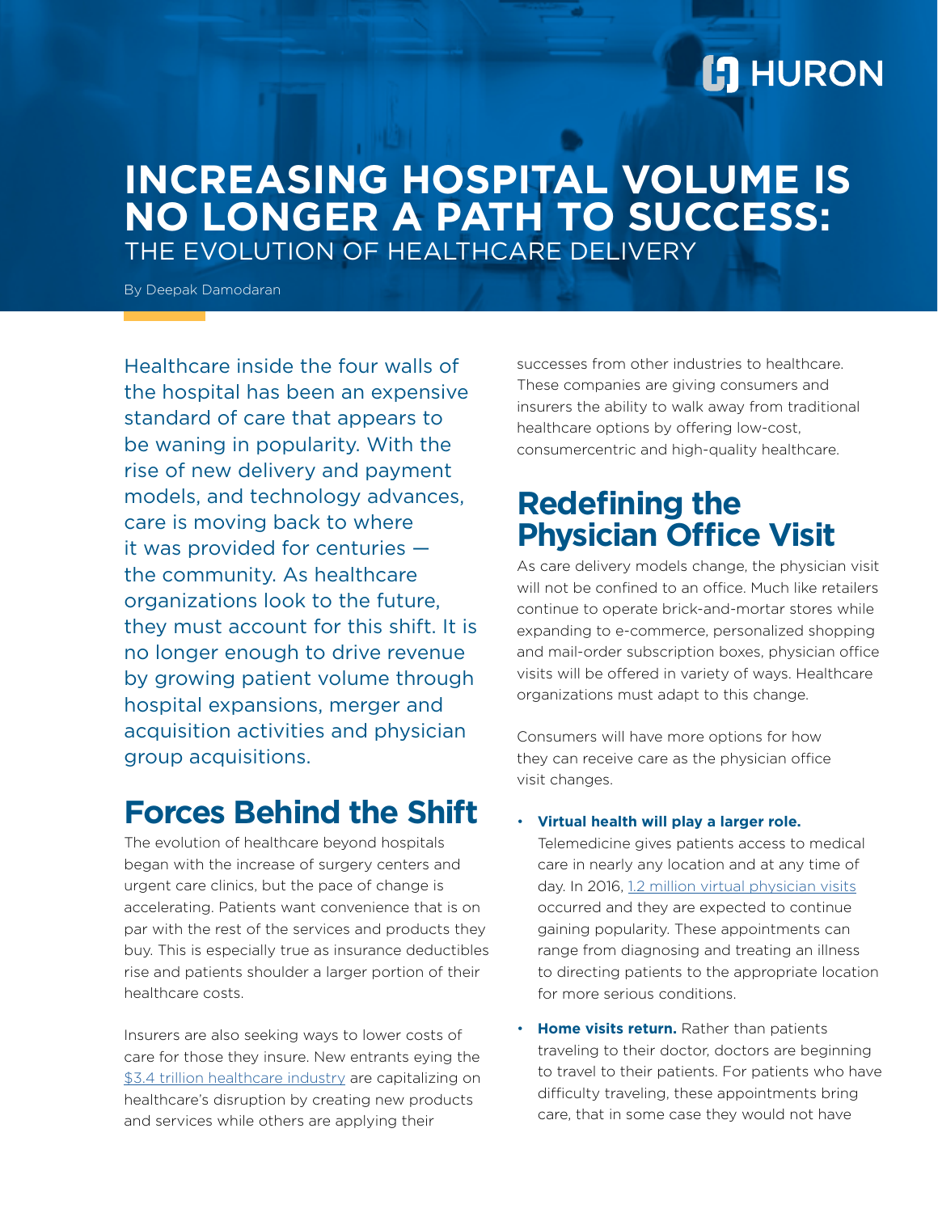# INCREASING HOSPITAL VOLUME IS NO LONGER A PATH TO SUCCESS:

## THE EVOLUTION OF HEALTHCARE DELIVERY

By Deepak Damodaran

Healthcare inside the four walls of the hospital has been an expensive standard of care that appears to be waning in popularity. With the rise of new delivery and payment models, and technology advances, care is moving back to where it was provided for centuries — the community. As healthcare organizations look to the future, they must account for this shift. It is no longer enough to drive revenue by growing patient volume through hospital expansions, merger and acquisition activities and physician group acquisitions.

## Forces Behind the Shift

The evolution of healthcare beyond hospitals began with the increase of surgery centers and urgent care clinics, but the pace of change is accelerating. Patients want convenience that is on par with the rest of the services and products they buy. This is especially true as insurance deductibles rise and patients shoulder a larger portion of their healthcare costs.

Insurers are also seeking ways to lower costs of care for those they insure. New entrants eying the $3.4 trillion healthcare industry are capitalizing on healthcare's disruption by creating new products and services while others are applying their successes from other industries to healthcare. These companies are giving consumers and insurers the ability to walk away from traditional healthcare options by offering low-cost, consumercentric and high-quality healthcare.

## Redefining the Physician Office Visit

As care delivery models change, the physician visit will not be confined to an office. Much like retailers continue to operate brick-and-mortar stores while expanding to e-commerce, personalized shopping and mail-order subscription boxes, physician office visits will be offered in variety of ways. Healthcare organizations must adapt to this change.

Consumers will have more options for how they can receive care as the physician office visit changes.

- **Virtual health will play a larger role.** Telemedicine gives patients access to medical care in nearly any location and at any time of day. In 2016, 1.2 million virtual physician visits occurred and they are expected to continue gaining popularity. These appointments can range from diagnosing and treating an illness to directing patients to the appropriate location for more serious conditions.
- **Home visits return.** Rather than patients traveling to their doctor, doctors are beginning to travel to their patients. For patients who have difficulty traveling, these appointments bring care, that in some case they would not have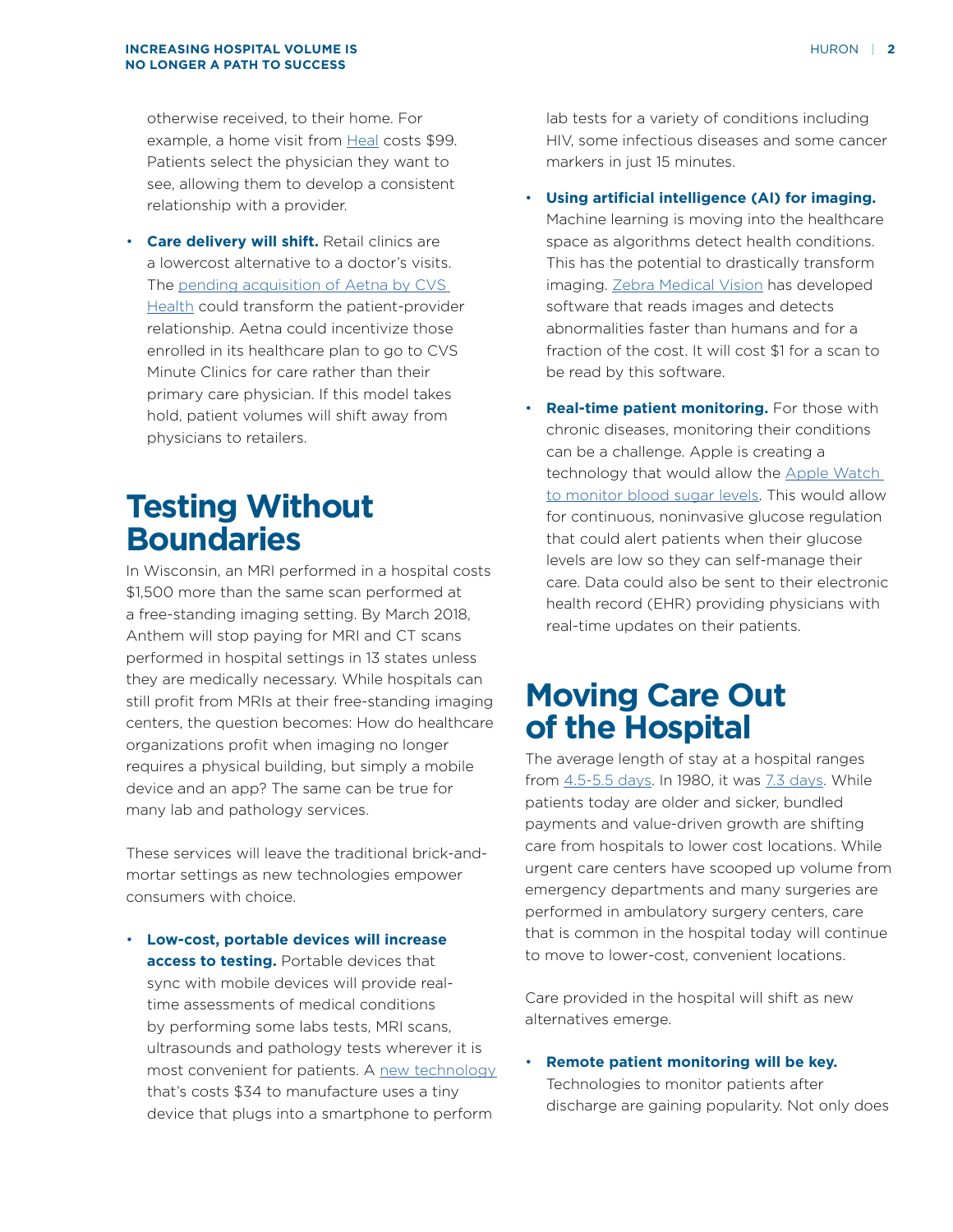otherwise received, to their home. For example, a home visit from Heal costs $99. Patients select the physician they want to see, allowing them to develop a consistent relationship with a provider.

- **Care delivery will shift.** Retail clinics are a lowercost alternative to a doctor's visits. The pending acquisition of Aetna by CVS Health could transform the patient-provider relationship. Aetna could incentivize those enrolled in its healthcare plan to go to CVS Minute Clinics for care rather than their primary care physician. If this model takes hold, patient volumes will shift away from physicians to retailers.

# Testing Without Boundaries

In Wisconsin, an MRI performed in a hospital costs $1,500 more than the same scan performed at a free-standing imaging setting. By March 2018, Anthem will stop paying for MRI and CT scans performed in hospital settings in 13 states unless they are medically necessary. While hospitals can still profit from MRIs at their free-standing imaging centers, the question becomes: How do healthcare organizations profit when imaging no longer requires a physical building, but simply a mobile device and an app? The same can be true for many lab and pathology services.

These services will leave the traditional brick-and-mortar settings as new technologies empower consumers with choice.

- **Low-cost, portable devices will increase access to testing.** Portable devices that sync with mobile devices will provide real-time assessments of medical conditions by performing some labs tests, MRI scans, ultrasounds and pathology tests wherever it is most convenient for patients. A new technology that's costs $34 to manufacture uses a tiny device that plugs into a smartphone to perform lab tests for a variety of conditions including HIV, some infectious diseases and some cancer markers in just 15 minutes.

- **Using artificial intelligence (AI) for imaging.** Machine learning is moving into the healthcare space as algorithms detect health conditions. This has the potential to drastically transform imaging. Zebra Medical Vision has developed software that reads images and detects abnormalities faster than humans and for a fraction of the cost. It will cost $1 for a scan to be read by this software.

- **Real-time patient monitoring.** For those with chronic diseases, monitoring their conditions can be a challenge. Apple is creating a technology that would allow the Apple Watch to monitor blood sugar levels. This would allow for continuous, noninvasive glucose regulation that could alert patients when their glucose levels are low so they can self-manage their care. Data could also be sent to their electronic health record (EHR) providing physicians with real-time updates on their patients.

# Moving Care Out of the Hospital

The average length of stay at a hospital ranges from 4.5-5.5 days. In 1980, it was 7.3 days. While patients today are older and sicker, bundled payments and value-driven growth are shifting care from hospitals to lower cost locations. While urgent care centers have scooped up volume from emergency departments and many surgeries are performed in ambulatory surgery centers, care that is common in the hospital today will continue to move to lower-cost, convenient locations.

Care provided in the hospital will shift as new alternatives emerge.

- **Remote patient monitoring will be key.** Technologies to monitor patients after discharge are gaining popularity. Not only does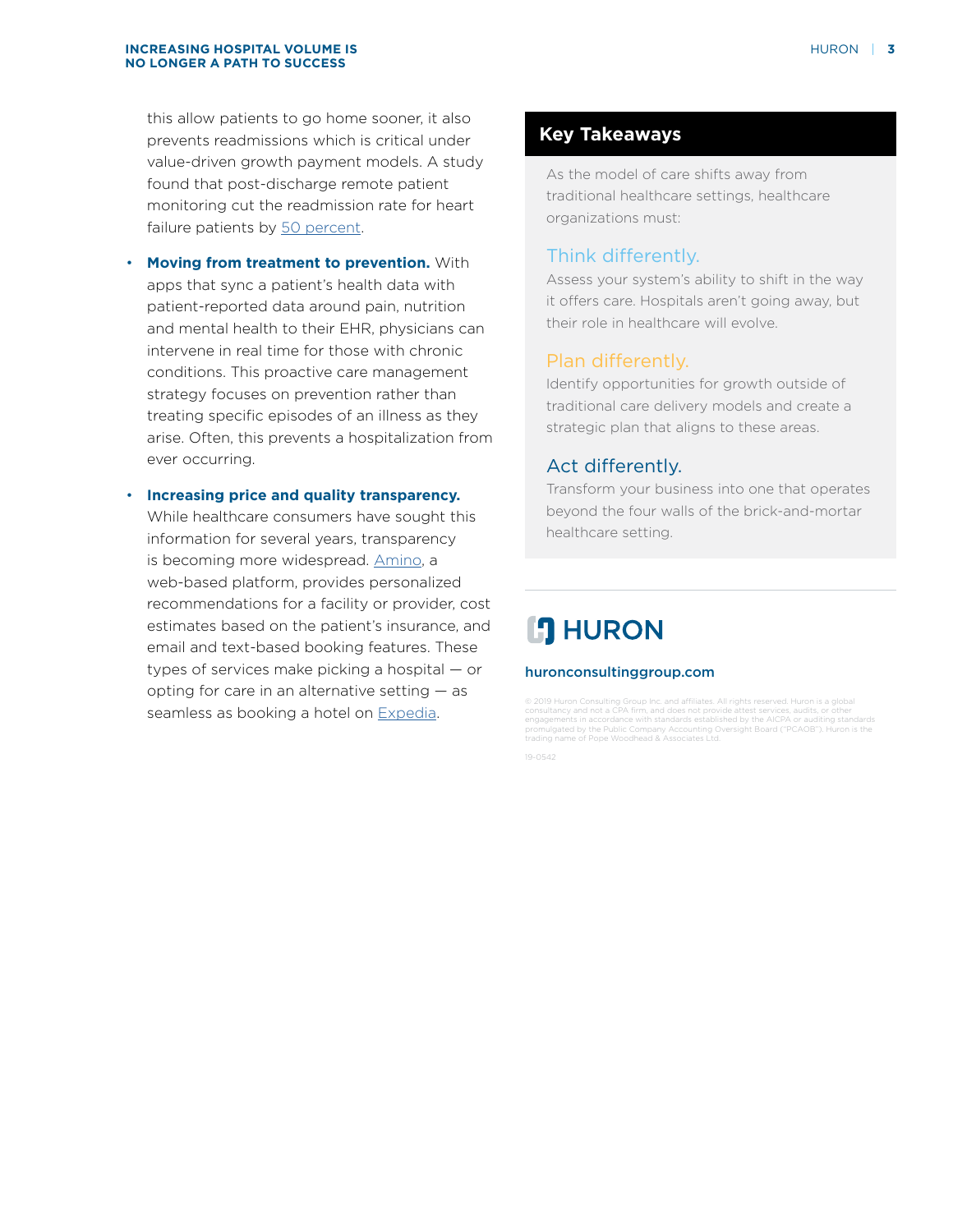this allow patients to go home sooner, it also prevents readmissions which is critical under value-driven growth payment models. A study found that post-discharge remote patient monitoring cut the readmission rate for heart failure patients by 50 percent.

- **Moving from treatment to prevention.** With apps that sync a patient's health data with patient-reported data around pain, nutrition and mental health to their EHR, physicians can intervene in real time for those with chronic conditions. This proactive care management strategy focuses on prevention rather than treating specific episodes of an illness as they arise. Often, this prevents a hospitalization from ever occurring.
- **Increasing price and quality transparency.** While healthcare consumers have sought this information for several years, transparency is becoming more widespread. Amino, a web-based platform, provides personalized recommendations for a facility or provider, cost estimates based on the patient's insurance, and email and text-based booking features. These types of services make picking a hospital — or opting for care in an alternative setting — as seamless as booking a hotel on Expedia.

## Key Takeaways

As the model of care shifts away from traditional healthcare settings, healthcare organizations must:

### Think differently.

Assess your system's ability to shift in the way it offers care. Hospitals aren't going away, but their role in healthcare will evolve.

### Plan differently.

Identify opportunities for growth outside of traditional care delivery models and create a strategic plan that aligns to these areas.

### Act differently.

Transform your business into one that operates beyond the four walls of the brick-and-mortar healthcare setting.

HURON

huronconsultinggroup.com

© 2019 Huron Consulting Group Inc. and affiliates. All rights reserved. Huron is a global consultancy and not a CPA firm, and does not provide attest services, audits, or other engagements in accordance with standards established by the AICPA or auditing standards promulgated by the Public Company Accounting Oversight Board ("PCAOB"). Huron is the trading name of Pope Woodhead & Associates Ltd.

19-0542